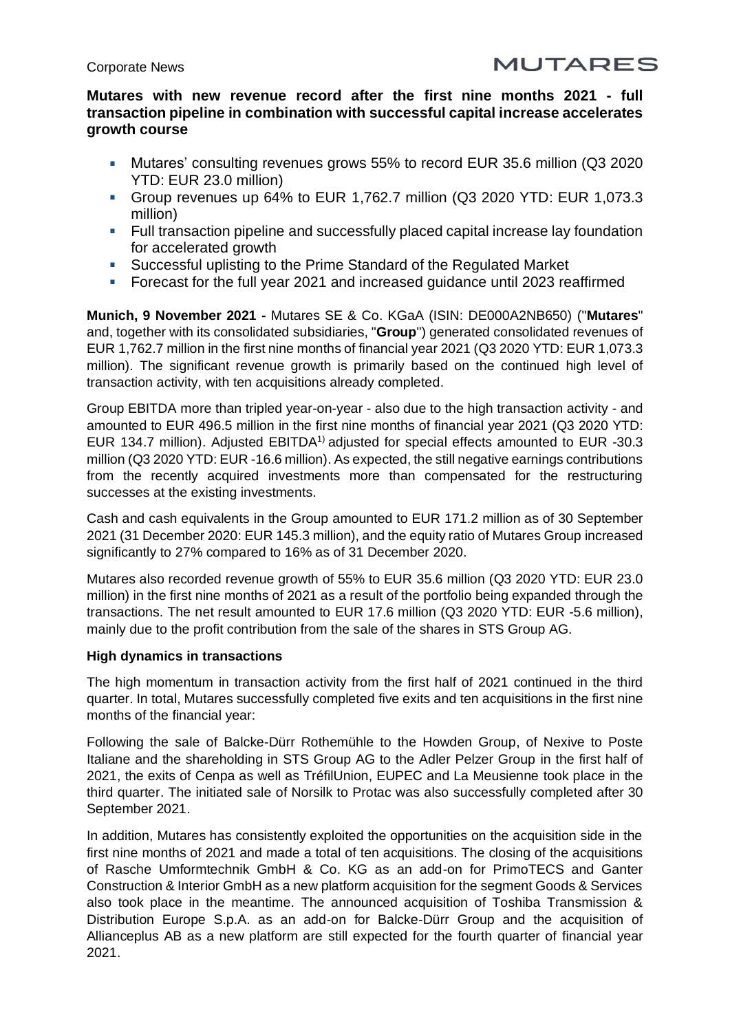Corporate News

MUTARES

**Mutares with new revenue record after the first nine months 2021 - full transaction pipeline in combination with successful capital increase accelerates growth course**

- Mutares' consulting revenues grows 55% to record EUR 35.6 million (Q3 2020 YTD: EUR 23.0 million)
- Group revenues up 64% to EUR 1,762.7 million (Q3 2020 YTD: EUR 1,073.3 million)
- Full transaction pipeline and successfully placed capital increase lay foundation for accelerated growth
- Successful uplisting to the Prime Standard of the Regulated Market
- Forecast for the full year 2021 and increased guidance until 2023 reaffirmed

**Munich, 9 November 2021 -** Mutares SE & Co. KGaA (ISIN: DE000A2NB650) ("**Mutares**" and, together with its consolidated subsidiaries, "**Group**") generated consolidated revenues of EUR 1,762.7 million in the first nine months of financial year 2021 (Q3 2020 YTD: EUR 1,073.3 million). The significant revenue growth is primarily based on the continued high level of transaction activity, with ten acquisitions already completed.

Group EBITDA more than tripled year-on-year - also due to the high transaction activity - and amounted to EUR 496.5 million in the first nine months of financial year 2021 (Q3 2020 YTD: EUR 134.7 million). Adjusted EBITDA[1)] adjusted for special effects amounted to EUR -30.3 million (Q3 2020 YTD: EUR -16.6 million). As expected, the still negative earnings contributions from the recently acquired investments more than compensated for the restructuring successes at the existing investments.

Cash and cash equivalents in the Group amounted to EUR 171.2 million as of 30 September 2021 (31 December 2020: EUR 145.3 million), and the equity ratio of Mutares Group increased significantly to 27% compared to 16% as of 31 December 2020.

Mutares also recorded revenue growth of 55% to EUR 35.6 million (Q3 2020 YTD: EUR 23.0 million) in the first nine months of 2021 as a result of the portfolio being expanded through the transactions. The net result amounted to EUR 17.6 million (Q3 2020 YTD: EUR -5.6 million), mainly due to the profit contribution from the sale of the shares in STS Group AG.

**High dynamics in transactions**

The high momentum in transaction activity from the first half of 2021 continued in the third quarter. In total, Mutares successfully completed five exits and ten acquisitions in the first nine months of the financial year:

Following the sale of Balcke-Dürr Rothemühle to the Howden Group, of Nexive to Poste Italiane and the shareholding in STS Group AG to the Adler Pelzer Group in the first half of 2021, the exits of Cenpa as well as TréfilUnion, EUPEC and La Meusienne took place in the third quarter. The initiated sale of Norsilk to Protac was also successfully completed after 30 September 2021.

In addition, Mutares has consistently exploited the opportunities on the acquisition side in the first nine months of 2021 and made a total of ten acquisitions. The closing of the acquisitions of Rasche Umformtechnik GmbH & Co. KG as an add-on for PrimoTECS and Ganter Construction & Interior GmbH as a new platform acquisition for the segment Goods & Services also took place in the meantime. The announced acquisition of Toshiba Transmission & Distribution Europe S.p.A. as an add-on for Balcke-Dürr Group and the acquisition of Allianceplus AB as a new platform are still expected for the fourth quarter of financial year 2021.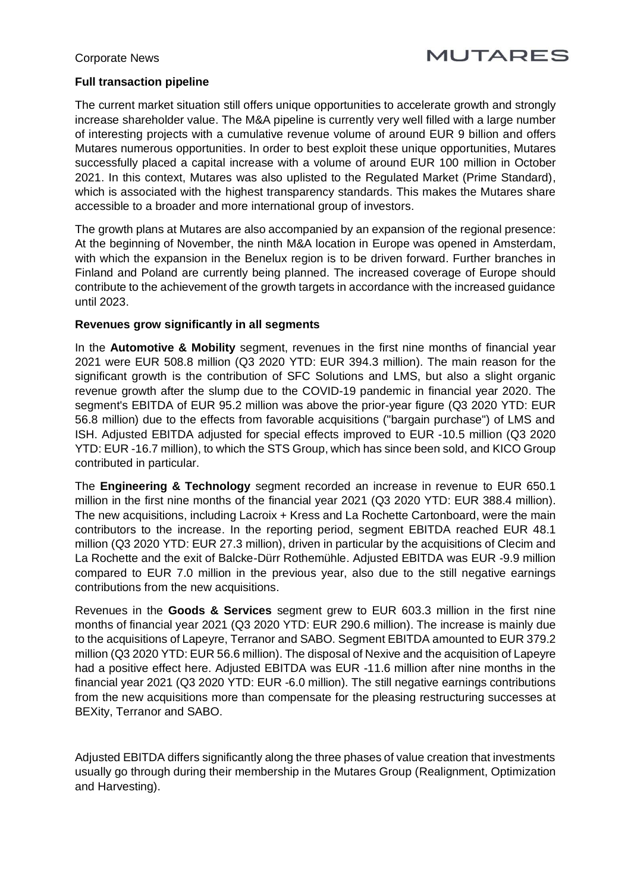**Full transaction pipeline**

The current market situation still offers unique opportunities to accelerate growth and strongly increase shareholder value. The M&A pipeline is currently very well filled with a large number of interesting projects with a cumulative revenue volume of around EUR 9 billion and offers Mutares numerous opportunities. In order to best exploit these unique opportunities, Mutares successfully placed a capital increase with a volume of around EUR 100 million in October 2021. In this context, Mutares was also uplisted to the Regulated Market (Prime Standard), which is associated with the highest transparency standards. This makes the Mutares share accessible to a broader and more international group of investors.

The growth plans at Mutares are also accompanied by an expansion of the regional presence: At the beginning of November, the ninth M&A location in Europe was opened in Amsterdam, with which the expansion in the Benelux region is to be driven forward. Further branches in Finland and Poland are currently being planned. The increased coverage of Europe should contribute to the achievement of the growth targets in accordance with the increased guidance until 2023.

**Revenues grow significantly in all segments**

In the **Automotive & Mobility** segment, revenues in the first nine months of financial year 2021 were EUR 508.8 million (Q3 2020 YTD: EUR 394.3 million). The main reason for the significant growth is the contribution of SFC Solutions and LMS, but also a slight organic revenue growth after the slump due to the COVID-19 pandemic in financial year 2020. The segment's EBITDA of EUR 95.2 million was above the prior-year figure (Q3 2020 YTD: EUR 56.8 million) due to the effects from favorable acquisitions ("bargain purchase") of LMS and ISH. Adjusted EBITDA adjusted for special effects improved to EUR -10.5 million (Q3 2020 YTD: EUR -16.7 million), to which the STS Group, which has since been sold, and KICO Group contributed in particular.

The **Engineering & Technology** segment recorded an increase in revenue to EUR 650.1 million in the first nine months of the financial year 2021 (Q3 2020 YTD: EUR 388.4 million). The new acquisitions, including Lacroix + Kress and La Rochette Cartonboard, were the main contributors to the increase. In the reporting period, segment EBITDA reached EUR 48.1 million (Q3 2020 YTD: EUR 27.3 million), driven in particular by the acquisitions of Clecim and La Rochette and the exit of Balcke-Dürr Rothemühle. Adjusted EBITDA was EUR -9.9 million compared to EUR 7.0 million in the previous year, also due to the still negative earnings contributions from the new acquisitions.

Revenues in the **Goods & Services** segment grew to EUR 603.3 million in the first nine months of financial year 2021 (Q3 2020 YTD: EUR 290.6 million). The increase is mainly due to the acquisitions of Lapeyre, Terranor and SABO. Segment EBITDA amounted to EUR 379.2 million (Q3 2020 YTD: EUR 56.6 million). The disposal of Nexive and the acquisition of Lapeyre had a positive effect here. Adjusted EBITDA was EUR -11.6 million after nine months in the financial year 2021 (Q3 2020 YTD: EUR -6.0 million). The still negative earnings contributions from the new acquisitions more than compensate for the pleasing restructuring successes at BEXity, Terranor and SABO.

Adjusted EBITDA differs significantly along the three phases of value creation that investments usually go through during their membership in the Mutares Group (Realignment, Optimization and Harvesting).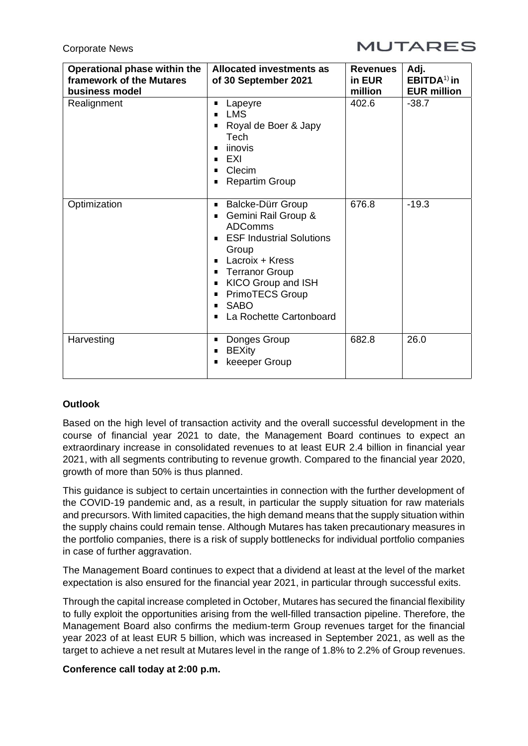| Operational phase within the framework of the Mutares business model | Allocated investments as of 30 September 2021 | Revenues in EUR million | Adj. EBITDA[1) ]in EUR million |
|---|---|---|---|
| Realignment | ▪ Lapeyre<br>▪ LMS<br>▪ Royal de Boer & Japy Tech<br>▪ iinovis<br>▪ EXI<br>▪ Clecim<br>▪ Repartim Group | 402.6 | -38.7 |
| Optimization | ▪ Balcke-Dürr Group<br>▪ Gemini Rail Group & ADComms<br>▪ ESF Industrial Solutions Group<br>▪ Lacroix + Kress<br>▪ Terranor Group<br>▪ KICO Group and ISH<br>▪ PrimoTECS Group<br>▪ SABO<br>▪ La Rochette Cartonboard | 676.8 | -19.3 |
| Harvesting | ▪ Donges Group<br>▪ BEXity<br>▪ keeeper Group | 682.8 | 26.0 |

**Outlook**

Based on the high level of transaction activity and the overall successful development in the course of financial year 2021 to date, the Management Board continues to expect an extraordinary increase in consolidated revenues to at least EUR 2.4 billion in financial year 2021, with all segments contributing to revenue growth. Compared to the financial year 2020, growth of more than 50% is thus planned.

This guidance is subject to certain uncertainties in connection with the further development of the COVID-19 pandemic and, as a result, in particular the supply situation for raw materials and precursors. With limited capacities, the high demand means that the supply situation within the supply chains could remain tense. Although Mutares has taken precautionary measures in the portfolio companies, there is a risk of supply bottlenecks for individual portfolio companies in case of further aggravation.

The Management Board continues to expect that a dividend at least at the level of the market expectation is also ensured for the financial year 2021, in particular through successful exits.

Through the capital increase completed in October, Mutares has secured the financial flexibility to fully exploit the opportunities arising from the well-filled transaction pipeline. Therefore, the Management Board also confirms the medium-term Group revenues target for the financial year 2023 of at least EUR 5 billion, which was increased in September 2021, as well as the target to achieve a net result at Mutares level in the range of 1.8% to 2.2% of Group revenues.

**Conference call today at 2:00 p.m.**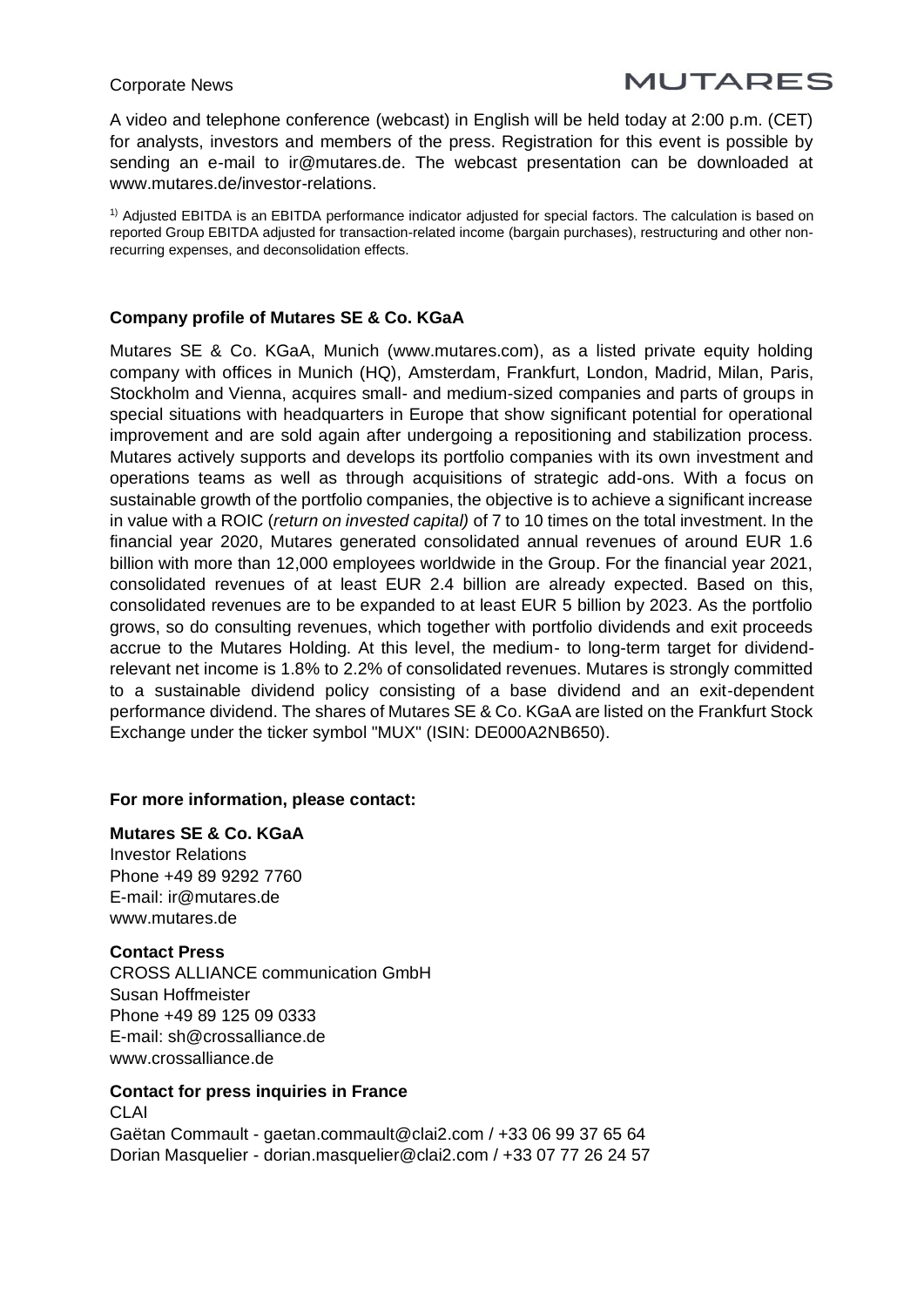A video and telephone conference (webcast) in English will be held today at 2:00 p.m. (CET) for analysts, investors and members of the press. Registration for this event is possible by sending an e-mail to ir@mutares.de. The webcast presentation can be downloaded at www.mutares.de/investor-relations.

[1)] Adjusted EBITDA is an EBITDA performance indicator adjusted for special factors. The calculation is based on reported Group EBITDA adjusted for transaction-related income (bargain purchases), restructuring and other non-recurring expenses, and deconsolidation effects.

**Company profile of Mutares SE & Co. KGaA**

Mutares SE & Co. KGaA, Munich (www.mutares.com), as a listed private equity holding company with offices in Munich (HQ), Amsterdam, Frankfurt, London, Madrid, Milan, Paris, Stockholm and Vienna, acquires small- and medium-sized companies and parts of groups in special situations with headquarters in Europe that show significant potential for operational improvement and are sold again after undergoing a repositioning and stabilization process. Mutares actively supports and develops its portfolio companies with its own investment and operations teams as well as through acquisitions of strategic add-ons. With a focus on sustainable growth of the portfolio companies, the objective is to achieve a significant increase in value with a ROIC (*return on invested capital)* of 7 to 10 times on the total investment. In the financial year 2020, Mutares generated consolidated annual revenues of around EUR 1.6 billion with more than 12,000 employees worldwide in the Group. For the financial year 2021, consolidated revenues of at least EUR 2.4 billion are already expected. Based on this, consolidated revenues are to be expanded to at least EUR 5 billion by 2023. As the portfolio grows, so do consulting revenues, which together with portfolio dividends and exit proceeds accrue to the Mutares Holding. At this level, the medium- to long-term target for dividend-relevant net income is 1.8% to 2.2% of consolidated revenues. Mutares is strongly committed to a sustainable dividend policy consisting of a base dividend and an exit-dependent performance dividend. The shares of Mutares SE & Co. KGaA are listed on the Frankfurt Stock Exchange under the ticker symbol "MUX" (ISIN: DE000A2NB650).

**For more information, please contact:**

**Mutares SE & Co. KGaA**
Investor Relations
Phone +49 89 9292 7760
E-mail: ir@mutares.de
www.mutares.de

**Contact Press**
CROSS ALLIANCE communication GmbH
Susan Hoffmeister
Phone +49 89 125 09 0333
E-mail: sh@crossalliance.de
www.crossalliance.de

**Contact for press inquiries in France**
CLAI
Gaëtan Commault - gaetan.commault@clai2.com / +33 06 99 37 65 64
Dorian Masquelier - dorian.masquelier@clai2.com / +33 07 77 26 24 57